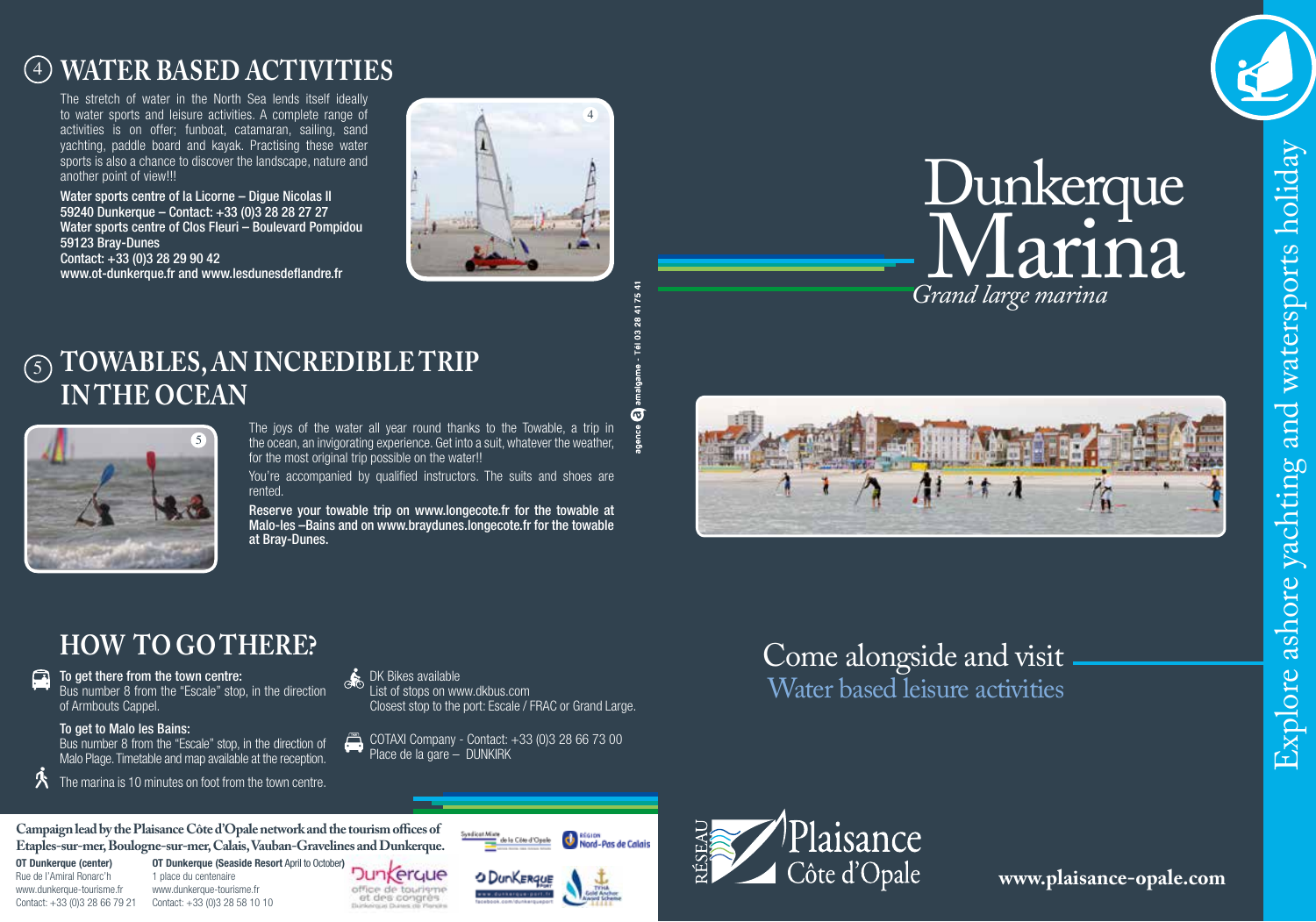## ④ WATER BASED ACTIVITIES

The stretch of water in the North Sea lends itself ideally to water sports and leisure activities. A complete range of activities is on offer; funboat, catamaran, sailing, sand yachting, paddle board and kayak. Practising these water sports is also a chance to discover the landscape, nature and another point of view!!!

**Water sports centre of la Licorne – Digue Nicolas II**
**59240 Dunkerque – Contact: +33 (0)3 28 28 27 27**
**Water sports centre of Clos Fleuri – Boulevard Pompidou**
**59123 Bray-Dunes**
**Contact: +33 (0)3 28 29 90 42**
**www.ot-dunkerque.fr and www.lesdunesdeflandre.fr**

## ⑤ TOWABLES, AN INCREDIBLE TRIP IN THE OCEAN

The joys of the water all year round thanks to the Towable, a trip in the ocean, an invigorating experience. Get into a suit, whatever the weather, for the most original trip possible on the water!!

You're accompanied by qualified instructors. The suits and shoes are rented.

**Reserve your towable trip on www.longecote.fr for the towable at Malo-les –Bains and on www.braydunes.longecote.fr for the towable at Bray-Dunes.**

## HOW TO GO THERE?

**To get there from the town centre:**
Bus number 8 from the "Escale" stop, in the direction of Armbouts Cappel.

**To get to Malo les Bains:**
Bus number 8 from the "Escale" stop, in the direction of Malo Plage. Timetable and map available at the reception.

The marina is 10 minutes on foot from the town centre.

DK Bikes available
List of stops on www.dkbus.com
Closest stop to the port: Escale / FRAC or Grand Large.

COTAXI Company - Contact: +33 (0)3 28 66 73 00
Place de la gare – DUNKIRK

agence amalgame - Tél 03 28 41 75 41

**Campaign lead by the Plaisance Côte d'Opale network and the tourism offices of Etaples-sur-mer, Boulogne-sur-mer, Calais, Vauban-Gravelines and Dunkerque.**

**OT Dunkerque (center)**
Rue de l'Amiral Ronarc'h
www.dunkerque-tourisme.fr
Contact: +33 (0)3 28 66 79 21

**OT Dunkerque (Seaside Resort** April to October**)**
1 place du centenaire
www.dunkerque-tourisme.fr
Contact: +33 (0)3 28 58 10 10

# Dunkerque Marina

*Grand large marina*

Come alongside and visit
Water based leisure activities

Explore ashore yachting and watersports holiday

RÉSEAU Plaisance Côte d'Opale

**www.plaisance-opale.com**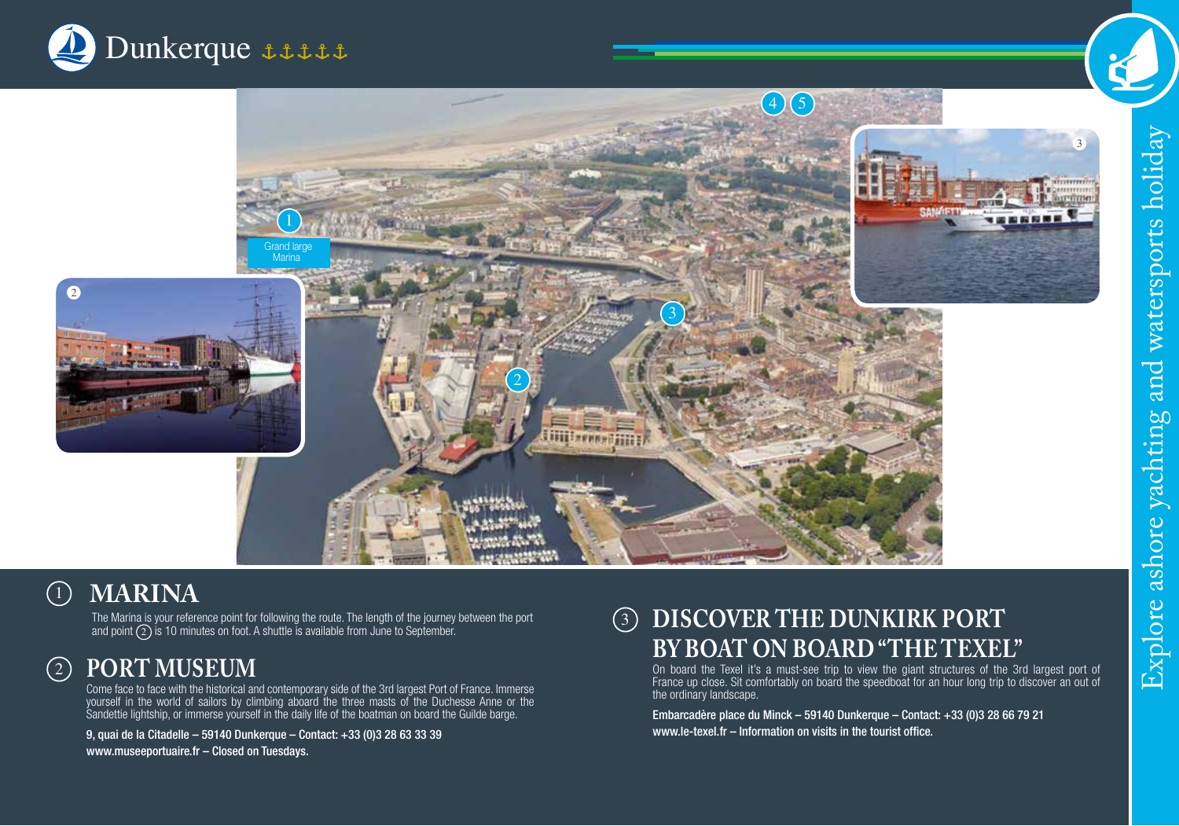# Dunkerque

Grand large Marina

## ① MARINA

The Marina is your reference point for following the route. The length of the journey between the port and point ② is 10 minutes on foot. A shuttle is available from June to September.

## ② PORT MUSEUM

Come face to face with the historical and contemporary side of the 3rd largest Port of France. Immerse yourself in the world of sailors by climbing aboard the three masts of the Duchesse Anne or the Sandettie lightship, or immerse yourself in the daily life of the boatman on board the Guilde barge.

**9, quai de la Citadelle – 59140 Dunkerque – Contact: +33 (0)3 28 63 33 39**
**www.museeportuaire.fr – Closed on Tuesdays.**

## ③ DISCOVER THE DUNKIRK PORT BY BOAT ON BOARD "THE TEXEL"

On board the Texel it's a must-see trip to view the giant structures of the 3rd largest port of France up close. Sit comfortably on board the speedboat for an hour long trip to discover an out of the ordinary landscape.

**Embarcadère place du Minck – 59140 Dunkerque – Contact: +33 (0)3 28 66 79 21**
**www.le-texel.fr – Information on visits in the tourist office.**

Explore ashore yachting and watersports holiday